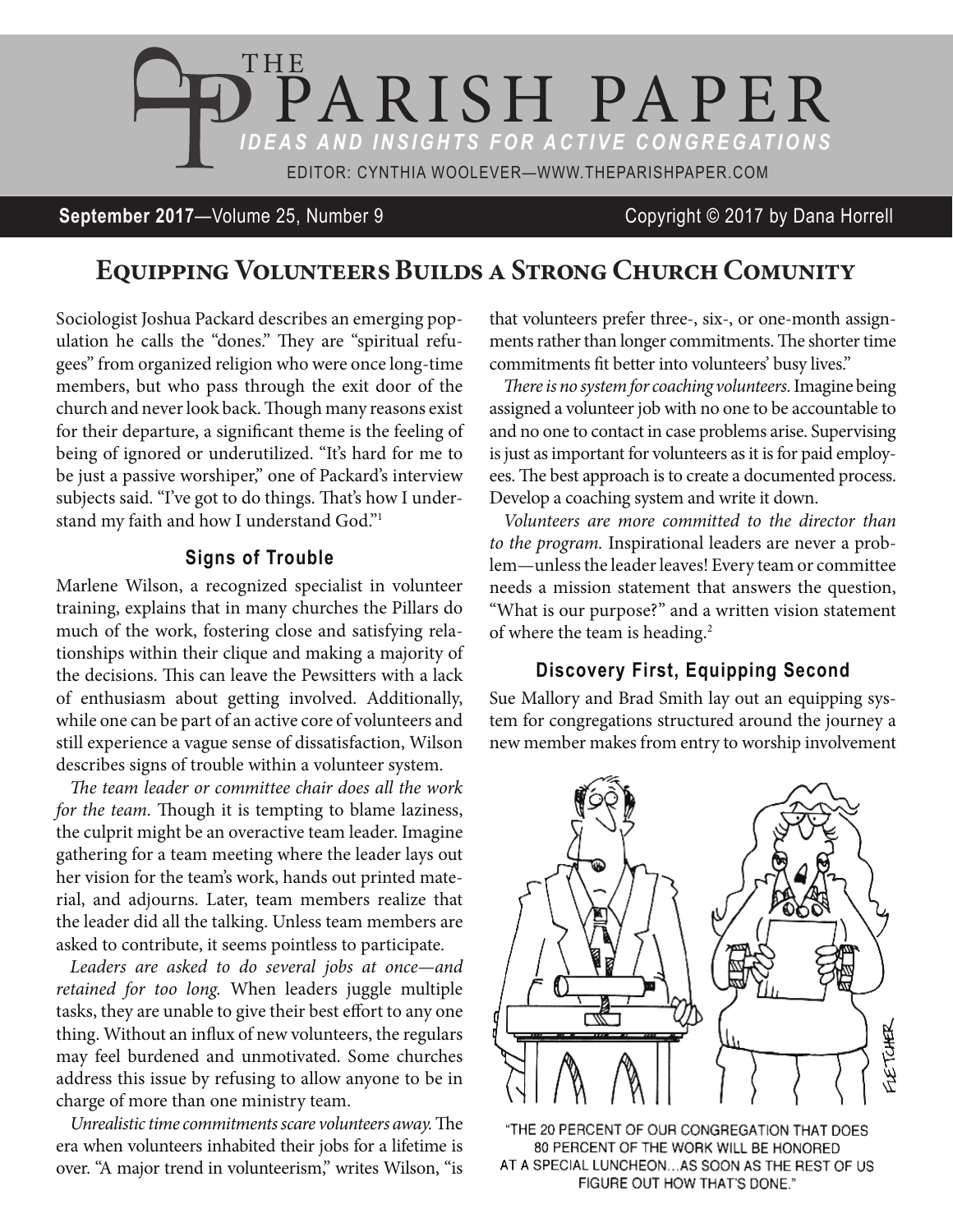# THE PARISH PAPER

***IDEAS AND INSIGHTS FOR ACTIVE CONGREGATIONS***

EDITOR: CYNTHIA WOOLEVER—WWW.THEPARISHPAPER.COM

**September 2017**—Volume 25, Number 9 Copyright © 2017 by Dana Horrell

## Equipping Volunteers Builds a Strong Church Comunity

Sociologist Joshua Packard describes an emerging population he calls the "dones." They are "spiritual refugees" from organized religion who were once long-time members, but who pass through the exit door of the church and never look back. Though many reasons exist for their departure, a significant theme is the feeling of being of ignored or underutilized. "It's hard for me to be just a passive worshiper," one of Packard's interview subjects said. "I've got to do things. That's how I understand my faith and how I understand God."[1]

### Signs of Trouble

Marlene Wilson, a recognized specialist in volunteer training, explains that in many churches the Pillars do much of the work, fostering close and satisfying relationships within their clique and making a majority of the decisions. This can leave the Pewsitters with a lack of enthusiasm about getting involved. Additionally, while one can be part of an active core of volunteers and still experience a vague sense of dissatisfaction, Wilson describes signs of trouble within a volunteer system.

*The team leader or committee chair does all the work for the team.* Though it is tempting to blame laziness, the culprit might be an overactive team leader. Imagine gathering for a team meeting where the leader lays out her vision for the team's work, hands out printed material, and adjourns. Later, team members realize that the leader did all the talking. Unless team members are asked to contribute, it seems pointless to participate.

*Leaders are asked to do several jobs at once—and retained for too long.* When leaders juggle multiple tasks, they are unable to give their best effort to any one thing. Without an influx of new volunteers, the regulars may feel burdened and unmotivated. Some churches address this issue by refusing to allow anyone to be in charge of more than one ministry team.

*Unrealistic time commitments scare volunteers away.* The era when volunteers inhabited their jobs for a lifetime is over. "A major trend in volunteerism," writes Wilson, "is that volunteers prefer three-, six-, or one-month assignments rather than longer commitments. The shorter time commitments fit better into volunteers' busy lives."

*There is no system for coaching volunteers.* Imagine being assigned a volunteer job with no one to be accountable to and no one to contact in case problems arise. Supervising is just as important for volunteers as it is for paid employees. The best approach is to create a documented process. Develop a coaching system and write it down.

*Volunteers are more committed to the director than to the program.* Inspirational leaders are never a problem—unless the leader leaves! Every team or committee needs a mission statement that answers the question, "What is our purpose?" and a written vision statement of where the team is heading.[2]

### Discovery First, Equipping Second

Sue Mallory and Brad Smith lay out an equipping system for congregations structured around the journey a new member makes from entry to worship involvement

"THE 20 PERCENT OF OUR CONGREGATION THAT DOES 80 PERCENT OF THE WORK WILL BE HONORED AT A SPECIAL LUNCHEON...AS SOON AS THE REST OF US FIGURE OUT HOW THAT'S DONE."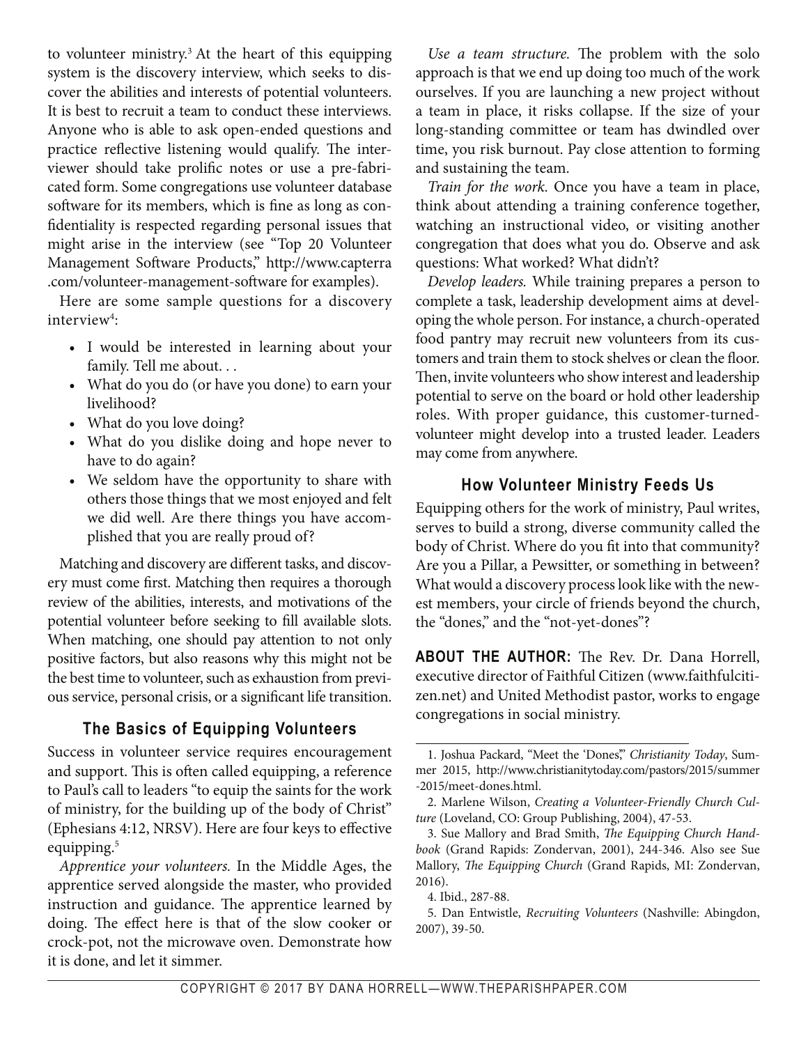to volunteer ministry.[3] At the heart of this equipping system is the discovery interview, which seeks to discover the abilities and interests of potential volunteers. It is best to recruit a team to conduct these interviews. Anyone who is able to ask open-ended questions and practice reflective listening would qualify. The interviewer should take prolific notes or use a pre-fabricated form. Some congregations use volunteer database software for its members, which is fine as long as confidentiality is respected regarding personal issues that might arise in the interview (see "Top 20 Volunteer Management Software Products," http://www.capterra.com/volunteer-management-software for examples).

Here are some sample questions for a discovery interview[4]:

- I would be interested in learning about your family. Tell me about. . .
- What do you do (or have you done) to earn your livelihood?
- What do you love doing?
- What do you dislike doing and hope never to have to do again?
- We seldom have the opportunity to share with others those things that we most enjoyed and felt we did well. Are there things you have accomplished that you are really proud of?

Matching and discovery are different tasks, and discovery must come first. Matching then requires a thorough review of the abilities, interests, and motivations of the potential volunteer before seeking to fill available slots. When matching, one should pay attention to not only positive factors, but also reasons why this might not be the best time to volunteer, such as exhaustion from previous service, personal crisis, or a significant life transition.

## The Basics of Equipping Volunteers

Success in volunteer service requires encouragement and support. This is often called equipping, a reference to Paul's call to leaders "to equip the saints for the work of ministry, for the building up of the body of Christ" (Ephesians 4:12, NRSV). Here are four keys to effective equipping.[5]

*Apprentice your volunteers.* In the Middle Ages, the apprentice served alongside the master, who provided instruction and guidance. The apprentice learned by doing. The effect here is that of the slow cooker or crock-pot, not the microwave oven. Demonstrate how it is done, and let it simmer.

*Use a team structure.* The problem with the solo approach is that we end up doing too much of the work ourselves. If you are launching a new project without a team in place, it risks collapse. If the size of your long-standing committee or team has dwindled over time, you risk burnout. Pay close attention to forming and sustaining the team.

*Train for the work.* Once you have a team in place, think about attending a training conference together, watching an instructional video, or visiting another congregation that does what you do. Observe and ask questions: What worked? What didn't?

*Develop leaders.* While training prepares a person to complete a task, leadership development aims at developing the whole person. For instance, a church-operated food pantry may recruit new volunteers from its customers and train them to stock shelves or clean the floor. Then, invite volunteers who show interest and leadership potential to serve on the board or hold other leadership roles. With proper guidance, this customer-turned-volunteer might develop into a trusted leader. Leaders may come from anywhere.

## How Volunteer Ministry Feeds Us

Equipping others for the work of ministry, Paul writes, serves to build a strong, diverse community called the body of Christ. Where do you fit into that community? Are you a Pillar, a Pewsitter, or something in between? What would a discovery process look like with the newest members, your circle of friends beyond the church, the "dones," and the "not-yet-dones"?

**ABOUT THE AUTHOR:** The Rev. Dr. Dana Horrell, executive director of Faithful Citizen (www.faithfulcitizen.net) and United Methodist pastor, works to engage congregations in social ministry.

---

1. Joshua Packard, "Meet the 'Dones,'" *Christianity Today*, Summer 2015, http://www.christianitytoday.com/pastors/2015/summer-2015/meet-dones.html.

2. Marlene Wilson, *Creating a Volunteer-Friendly Church Culture* (Loveland, CO: Group Publishing, 2004), 47-53.

3. Sue Mallory and Brad Smith, *The Equipping Church Handbook* (Grand Rapids: Zondervan, 2001), 244-346. Also see Sue Mallory, *The Equipping Church* (Grand Rapids, MI: Zondervan, 2016).

4. Ibid., 287-88.

5. Dan Entwistle, *Recruiting Volunteers* (Nashville: Abingdon, 2007), 39-50.

COPYRIGHT © 2017 BY DANA HORRELL—WWW.THEPARISHPAPER.COM